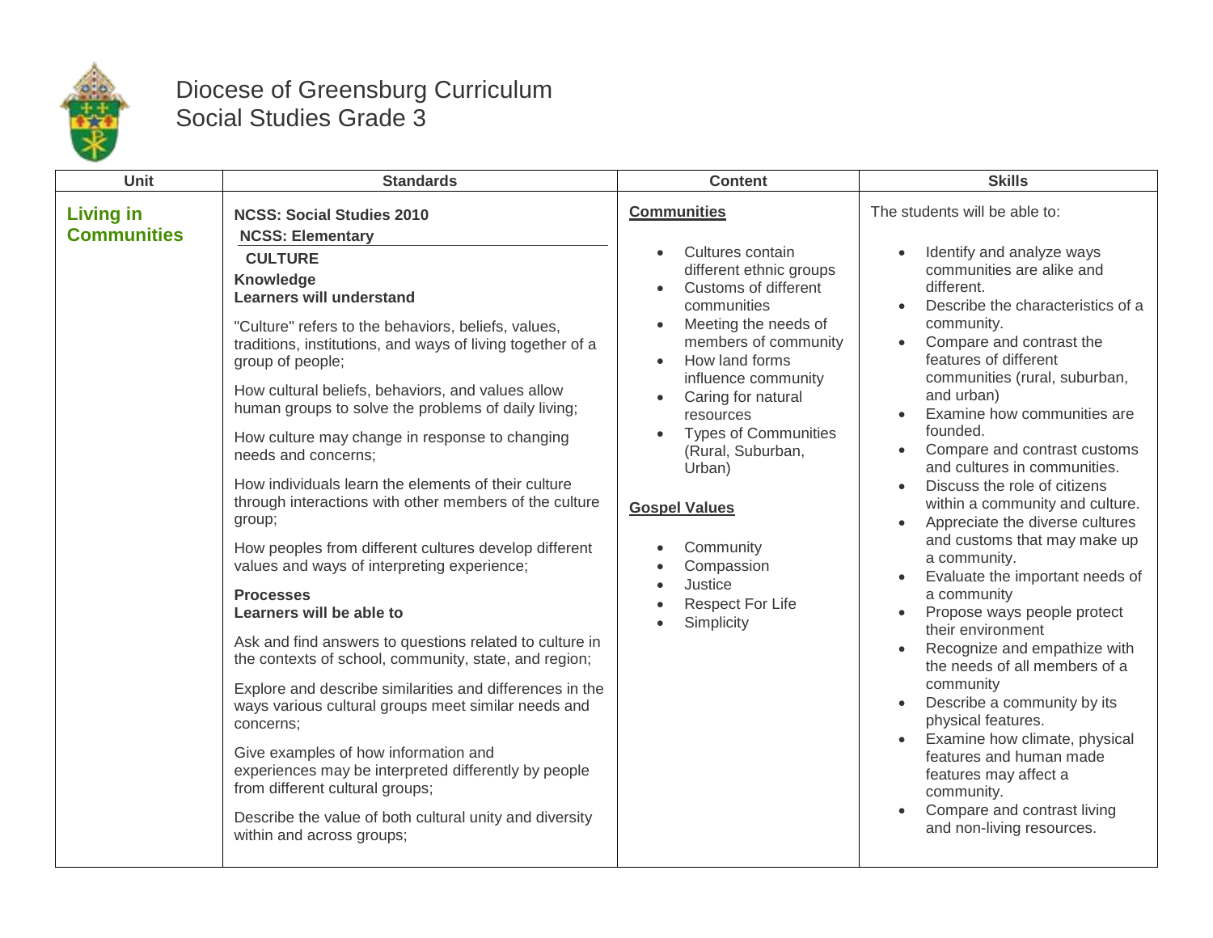# Diocese of Greensburg Curriculum
## Social Studies Grade 3

| Unit | Standards | Content | Skills |
|---|---|---|---|
| **Living in Communities** | **NCSS: Social Studies 2010**<br>**NCSS: Elementary**<br>**CULTURE**<br>**Knowledge**<br>**Learners will understand**<br><br>"Culture" refers to the behaviors, beliefs, values, traditions, institutions, and ways of living together of a group of people;<br><br>How cultural beliefs, behaviors, and values allow human groups to solve the problems of daily living;<br><br>How culture may change in response to changing needs and concerns;<br><br>How individuals learn the elements of their culture through interactions with other members of the culture group;<br><br>How peoples from different cultures develop different values and ways of interpreting experience;<br><br>**Processes**<br>**Learners will be able to**<br><br>Ask and find answers to questions related to culture in the contexts of school, community, state, and region;<br><br>Explore and describe similarities and differences in the ways various cultural groups meet similar needs and concerns;<br><br>Give examples of how information and experiences may be interpreted differently by people from different cultural groups;<br><br>Describe the value of both cultural unity and diversity within and across groups; | **Communities**<br><br>• Cultures contain different ethnic groups<br>• Customs of different communities<br>• Meeting the needs of members of community<br>• How land forms influence community<br>• Caring for natural resources<br>• Types of Communities (Rural, Suburban, Urban)<br><br>**Gospel Values**<br><br>• Community<br>• Compassion<br>• Justice<br>• Respect For Life<br>• Simplicity | The students will be able to:<br><br>• Identify and analyze ways communities are alike and different.<br>• Describe the characteristics of a community.<br>• Compare and contrast the features of different communities (rural, suburban, and urban)<br>• Examine how communities are founded.<br>• Compare and contrast customs and cultures in communities.<br>• Discuss the role of citizens within a community and culture.<br>• Appreciate the diverse cultures and customs that may make up a community.<br>• Evaluate the important needs of a community<br>• Propose ways people protect their environment<br>• Recognize and empathize with the needs of all members of a community<br>• Describe a community by its physical features.<br>• Examine how climate, physical features and human made features may affect a community.<br>• Compare and contrast living and non-living resources. |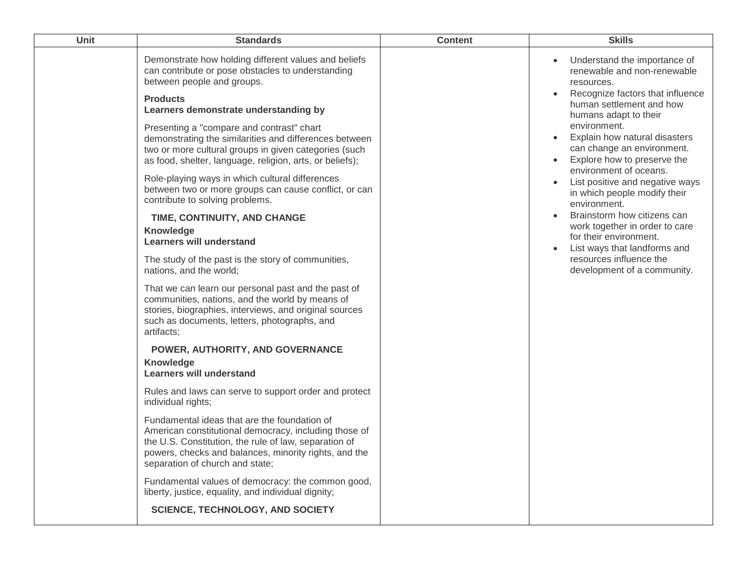| Unit | Standards | Content | Skills |
|---|---|---|---|
| | Demonstrate how holding different values and beliefs can contribute or pose obstacles to understanding between people and groups.<br><br>**Products**<br>**Learners demonstrate understanding by**<br><br>Presenting a "compare and contrast" chart demonstrating the similarities and differences between two or more cultural groups in given categories (such as food, shelter, language, religion, arts, or beliefs);<br><br>Role-playing ways in which cultural differences between two or more groups can cause conflict, or can contribute to solving problems.<br><br>**TIME, CONTINUITY, AND CHANGE**<br>**Knowledge**<br>**Learners will understand**<br><br>The study of the past is the story of communities, nations, and the world;<br><br>That we can learn our personal past and the past of communities, nations, and the world by means of stories, biographies, interviews, and original sources such as documents, letters, photographs, and artifacts;<br><br>**POWER, AUTHORITY, AND GOVERNANCE**<br>**Knowledge**<br>**Learners will understand**<br><br>Rules and laws can serve to support order and protect individual rights;<br><br>Fundamental ideas that are the foundation of American constitutional democracy, including those of the U.S. Constitution, the rule of law, separation of powers, checks and balances, minority rights, and the separation of church and state;<br><br>Fundamental values of democracy: the common good, liberty, justice, equality, and individual dignity;<br><br>**SCIENCE, TECHNOLOGY, AND SOCIETY** | | • Understand the importance of renewable and non-renewable resources.<br>• Recognize factors that influence human settlement and how humans adapt to their environment.<br>• Explain how natural disasters can change an environment.<br>• Explore how to preserve the environment of oceans.<br>• List positive and negative ways in which people modify their environment.<br>• Brainstorm how citizens can work together in order to care for their environment.<br>• List ways that landforms and resources influence the development of a community. |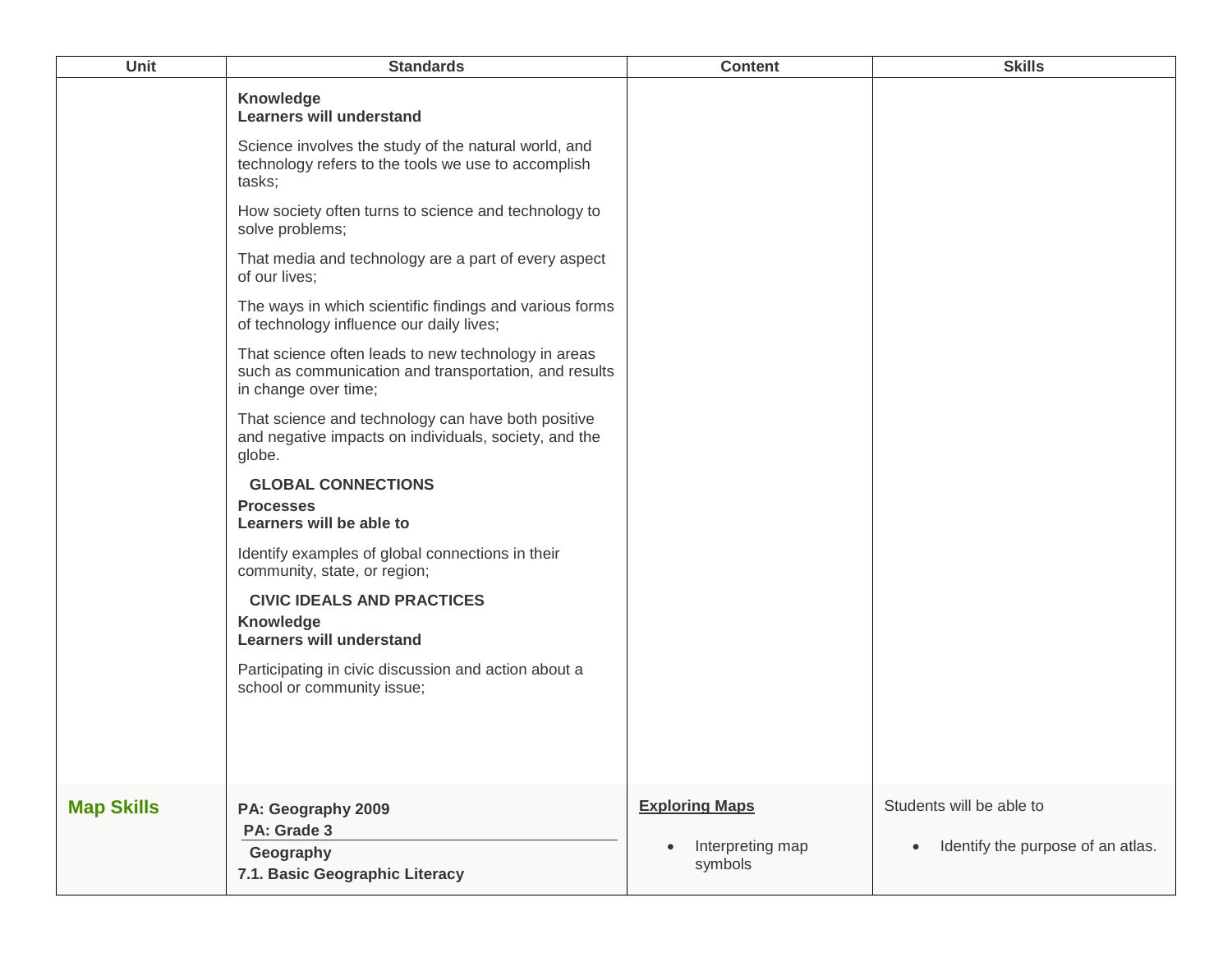| Unit | Standards | Content | Skills |
| --- | --- | --- | --- |
| | **Knowledge**<br>**Learners will understand**<br><br>Science involves the study of the natural world, and technology refers to the tools we use to accomplish tasks;<br><br>How society often turns to science and technology to solve problems;<br><br>That media and technology are a part of every aspect of our lives;<br><br>The ways in which scientific findings and various forms of technology influence our daily lives;<br><br>That science often leads to new technology in areas such as communication and transportation, and results in change over time;<br><br>That science and technology can have both positive and negative impacts on individuals, society, and the globe.<br><br>**GLOBAL CONNECTIONS**<br>**Processes**<br>**Learners will be able to**<br><br>Identify examples of global connections in their community, state, or region;<br><br>**CIVIC IDEALS AND PRACTICES**<br>**Knowledge**<br>**Learners will understand**<br><br>Participating in civic discussion and action about a school or community issue; | | |
| **Map Skills** | **PA: Geography 2009**<br>**PA: Grade 3**<br>**Geography**<br>**7.1. Basic Geographic Literacy** | **Exploring Maps**<br><br>• Interpreting map symbols | Students will be able to<br><br>• Identify the purpose of an atlas. |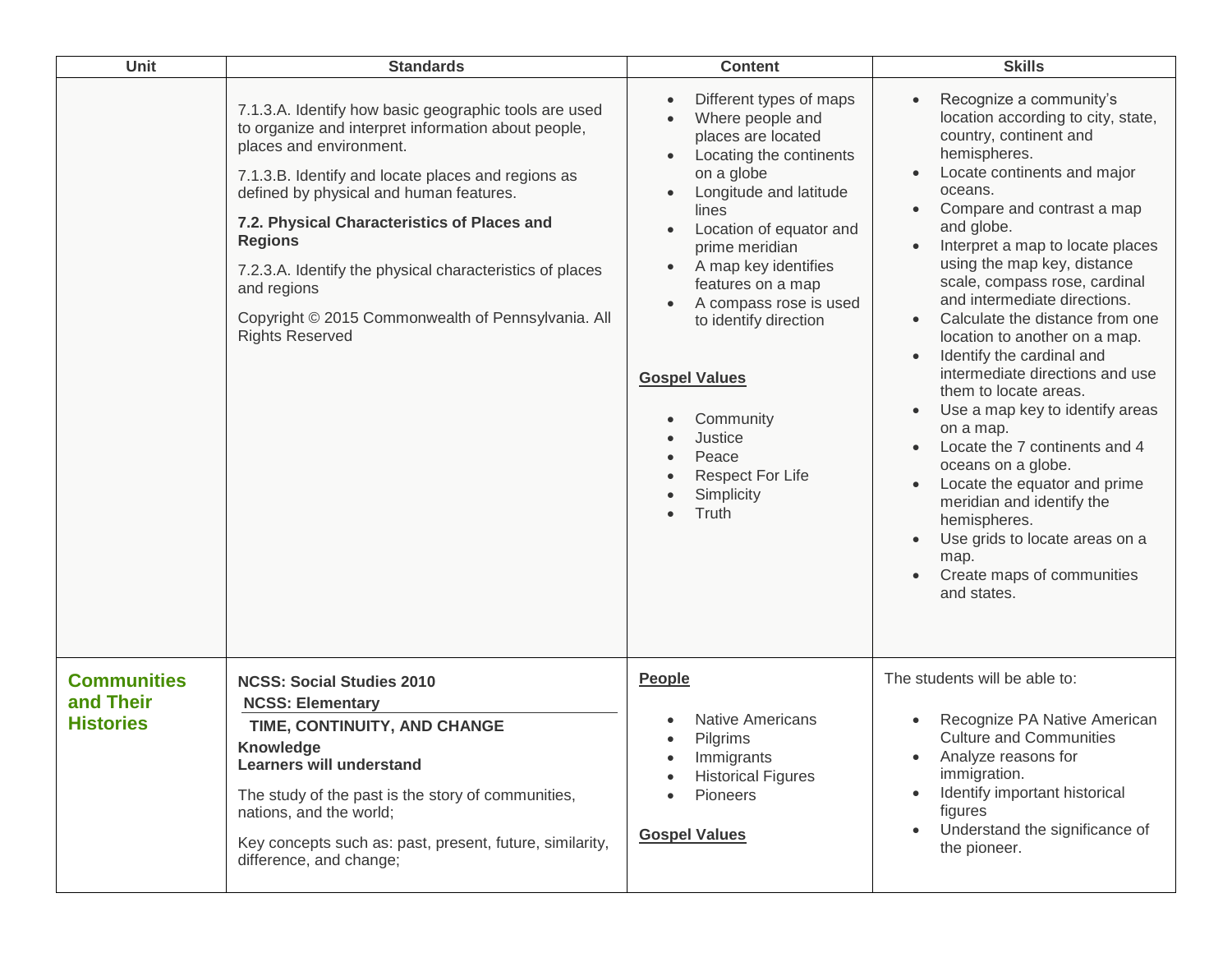| Unit | Standards | Content | Skills |
|---|---|---|---|
| | 7.1.3.A. Identify how basic geographic tools are used to organize and interpret information about people, places and environment.<br><br>7.1.3.B. Identify and locate places and regions as defined by physical and human features.<br><br>**7.2. Physical Characteristics of Places and Regions**<br><br>7.2.3.A. Identify the physical characteristics of places and regions<br><br>Copyright © 2015 Commonwealth of Pennsylvania. All Rights Reserved | • Different types of maps<br>• Where people and places are located<br>• Locating the continents on a globe<br>• Longitude and latitude lines<br>• Location of equator and prime meridian<br>• A map key identifies features on a map<br>• A compass rose is used to identify direction<br><br>**Gospel Values**<br><br>• Community<br>• Justice<br>• Peace<br>• Respect For Life<br>• Simplicity<br>• Truth | • Recognize a community's location according to city, state, country, continent and hemispheres.<br>• Locate continents and major oceans.<br>• Compare and contrast a map and globe.<br>• Interpret a map to locate places using the map key, distance scale, compass rose, cardinal and intermediate directions.<br>• Calculate the distance from one location to another on a map.<br>• Identify the cardinal and intermediate directions and use them to locate areas.<br>• Use a map key to identify areas on a map.<br>• Locate the 7 continents and 4 oceans on a globe.<br>• Locate the equator and prime meridian and identify the hemispheres.<br>• Use grids to locate areas on a map.<br>• Create maps of communities and states. |
| **Communities and Their Histories** | **NCSS: Social Studies 2010**<br>**NCSS: Elementary**<br>**TIME, CONTINUITY, AND CHANGE**<br>**Knowledge**<br>**Learners will understand**<br><br>The study of the past is the story of communities, nations, and the world;<br><br>Key concepts such as: past, present, future, similarity, difference, and change; | **People**<br><br>• Native Americans<br>• Pilgrims<br>• Immigrants<br>• Historical Figures<br>• Pioneers<br><br>**Gospel Values** | The students will be able to:<br><br>• Recognize PA Native American Culture and Communities<br>• Analyze reasons for immigration.<br>• Identify important historical figures<br>• Understand the significance of the pioneer. |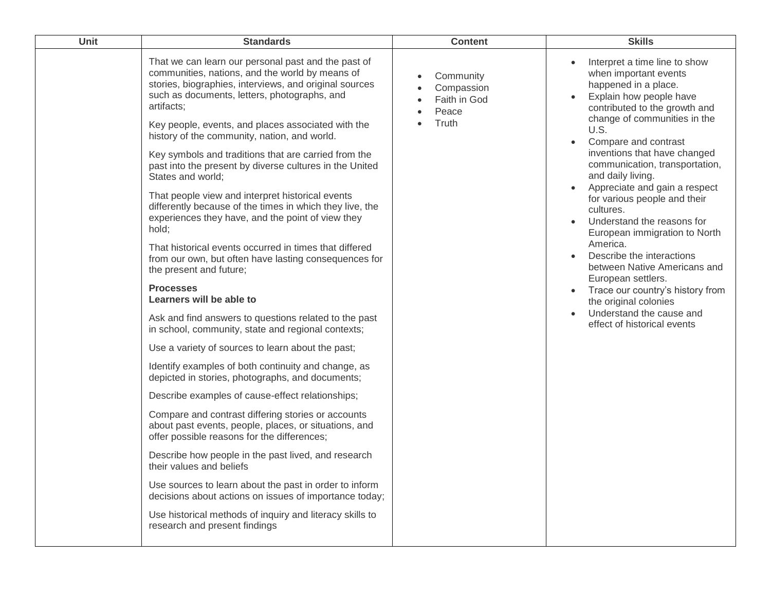| Unit | Standards | Content | Skills |
|---|---|---|---|
| | That we can learn our personal past and the past of communities, nations, and the world by means of stories, biographies, interviews, and original sources such as documents, letters, photographs, and artifacts;<br><br>Key people, events, and places associated with the history of the community, nation, and world.<br><br>Key symbols and traditions that are carried from the past into the present by diverse cultures in the United States and world;<br><br>That people view and interpret historical events differently because of the times in which they live, the experiences they have, and the point of view they hold;<br><br>That historical events occurred in times that differed from our own, but often have lasting consequences for the present and future;<br><br>**Processes**<br>**Learners will be able to**<br><br>Ask and find answers to questions related to the past in school, community, state and regional contexts;<br><br>Use a variety of sources to learn about the past;<br><br>Identify examples of both continuity and change, as depicted in stories, photographs, and documents;<br><br>Describe examples of cause-effect relationships;<br><br>Compare and contrast differing stories or accounts about past events, people, places, or situations, and offer possible reasons for the differences;<br><br>Describe how people in the past lived, and research their values and beliefs<br><br>Use sources to learn about the past in order to inform decisions about actions on issues of importance today;<br><br>Use historical methods of inquiry and literacy skills to research and present findings | • Community<br>• Compassion<br>• Faith in God<br>• Peace<br>• Truth | • Interpret a time line to show when important events happened in a place.<br>• Explain how people have contributed to the growth and change of communities in the U.S.<br>• Compare and contrast inventions that have changed communication, transportation, and daily living.<br>• Appreciate and gain a respect for various people and their cultures.<br>• Understand the reasons for European immigration to North America.<br>• Describe the interactions between Native Americans and European settlers.<br>• Trace our country's history from the original colonies<br>• Understand the cause and effect of historical events |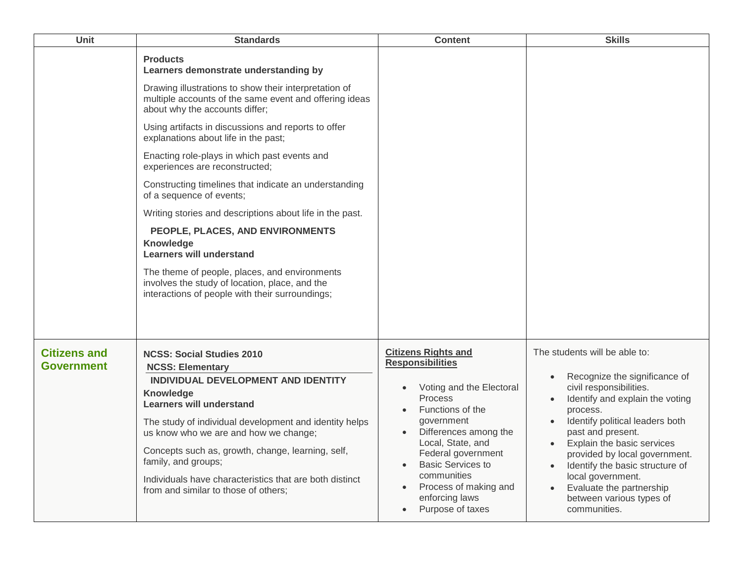| Unit | Standards | Content | Skills |
| --- | --- | --- | --- |
| | **Products**<br>**Learners demonstrate understanding by**<br><br>Drawing illustrations to show their interpretation of multiple accounts of the same event and offering ideas about why the accounts differ;<br><br>Using artifacts in discussions and reports to offer explanations about life in the past;<br><br>Enacting role-plays in which past events and experiences are reconstructed;<br><br>Constructing timelines that indicate an understanding of a sequence of events;<br><br>Writing stories and descriptions about life in the past.<br><br>**PEOPLE, PLACES, AND ENVIRONMENTS**<br>**Knowledge**<br>**Learners will understand**<br><br>The theme of people, places, and environments involves the study of location, place, and the interactions of people with their surroundings; | | |
| **Citizens and Government** | **NCSS: Social Studies 2010**<br>**NCSS: Elementary**<br>**INDIVIDUAL DEVELOPMENT AND IDENTITY**<br>**Knowledge**<br>**Learners will understand**<br><br>The study of individual development and identity helps us know who we are and how we change;<br><br>Concepts such as, growth, change, learning, self, family, and groups;<br><br>Individuals have characteristics that are both distinct from and similar to those of others; | **Citizens Rights and Responsibilities**<br><br>• Voting and the Electoral Process<br>• Functions of the government<br>• Differences among the Local, State, and Federal government<br>• Basic Services to communities<br>• Process of making and enforcing laws<br>• Purpose of taxes | The students will be able to:<br><br>• Recognize the significance of civil responsibilities.<br>• Identify and explain the voting process.<br>• Identify political leaders both past and present.<br>• Explain the basic services provided by local government.<br>• Identify the basic structure of local government.<br>• Evaluate the partnership between various types of communities. |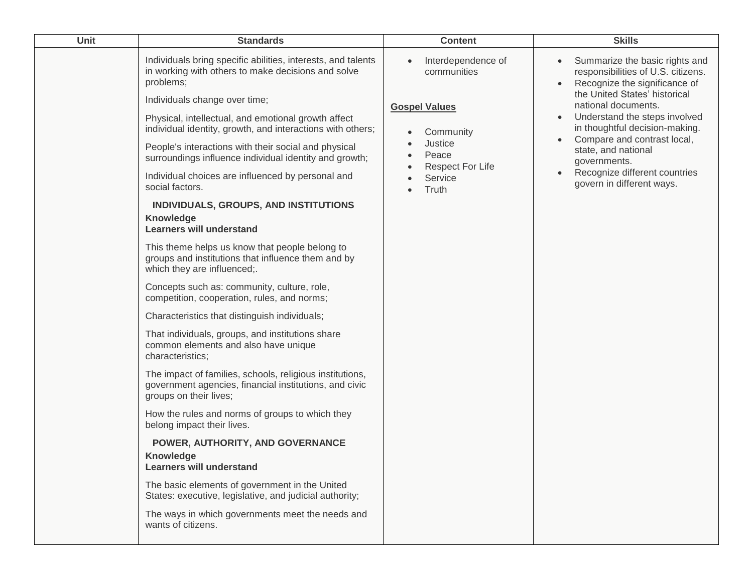| Unit | Standards | Content | Skills |
|---|---|---|---|
| | Individuals bring specific abilities, interests, and talents in working with others to make decisions and solve problems;<br><br>Individuals change over time;<br><br>Physical, intellectual, and emotional growth affect individual identity, growth, and interactions with others;<br><br>People's interactions with their social and physical surroundings influence individual identity and growth;<br><br>Individual choices are influenced by personal and social factors.<br><br>**INDIVIDUALS, GROUPS, AND INSTITUTIONS**<br>**Knowledge**<br>**Learners will understand**<br><br>This theme helps us know that people belong to groups and institutions that influence them and by which they are influenced;.<br><br>Concepts such as: community, culture, role, competition, cooperation, rules, and norms;<br><br>Characteristics that distinguish individuals;<br><br>That individuals, groups, and institutions share common elements and also have unique characteristics;<br><br>The impact of families, schools, religious institutions, government agencies, financial institutions, and civic groups on their lives;<br><br>How the rules and norms of groups to which they belong impact their lives.<br><br>**POWER, AUTHORITY, AND GOVERNANCE**<br>**Knowledge**<br>**Learners will understand**<br><br>The basic elements of government in the United States: executive, legislative, and judicial authority;<br><br>The ways in which governments meet the needs and wants of citizens. | • Interdependence of communities<br><br>**Gospel Values**<br><br>• Community<br>• Justice<br>• Peace<br>• Respect For Life<br>• Service<br>• Truth | • Summarize the basic rights and responsibilities of U.S. citizens.<br>• Recognize the significance of the United States' historical national documents.<br>• Understand the steps involved in thoughtful decision-making.<br>• Compare and contrast local, state, and national governments.<br>• Recognize different countries govern in different ways. |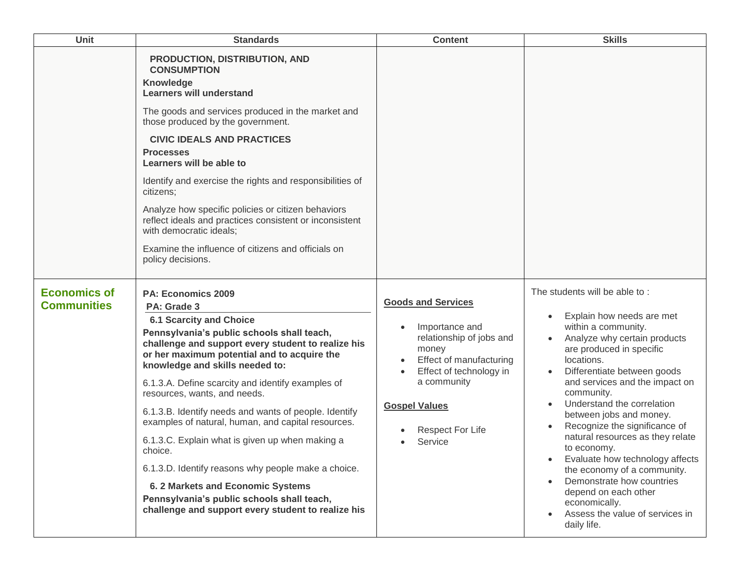| Unit | Standards | Content | Skills |
|---|---|---|---|
| | **PRODUCTION, DISTRIBUTION, AND CONSUMPTION**<br>**Knowledge**<br>**Learners will understand**<br>The goods and services produced in the market and those produced by the government.<br>**CIVIC IDEALS AND PRACTICES**<br>**Processes**<br>**Learners will be able to**<br>Identify and exercise the rights and responsibilities of citizens;<br>Analyze how specific policies or citizen behaviors reflect ideals and practices consistent or inconsistent with democratic ideals;<br>Examine the influence of citizens and officials on policy decisions. | | |
| **Economics of Communities** | **PA: Economics 2009**<br>**PA: Grade 3**<br>**6.1 Scarcity and Choice**<br>**Pennsylvania's public schools shall teach, challenge and support every student to realize his or her maximum potential and to acquire the knowledge and skills needed to:**<br>6.1.3.A. Define scarcity and identify examples of resources, wants, and needs.<br>6.1.3.B. Identify needs and wants of people. Identify examples of natural, human, and capital resources.<br>6.1.3.C. Explain what is given up when making a choice.<br>6.1.3.D. Identify reasons why people make a choice.<br>**6. 2 Markets and Economic Systems**<br>**Pennsylvania's public schools shall teach, challenge and support every student to realize his** | **Goods and Services**<br>• Importance and relationship of jobs and money<br>• Effect of manufacturing<br>• Effect of technology in a community<br>**Gospel Values**<br>• Respect For Life<br>• Service | The students will be able to :<br>• Explain how needs are met within a community.<br>• Analyze why certain products are produced in specific locations.<br>• Differentiate between goods and services and the impact on community.<br>• Understand the correlation between jobs and money.<br>• Recognize the significance of natural resources as they relate to economy.<br>• Evaluate how technology affects the economy of a community.<br>• Demonstrate how countries depend on each other economically.<br>• Assess the value of services in daily life. |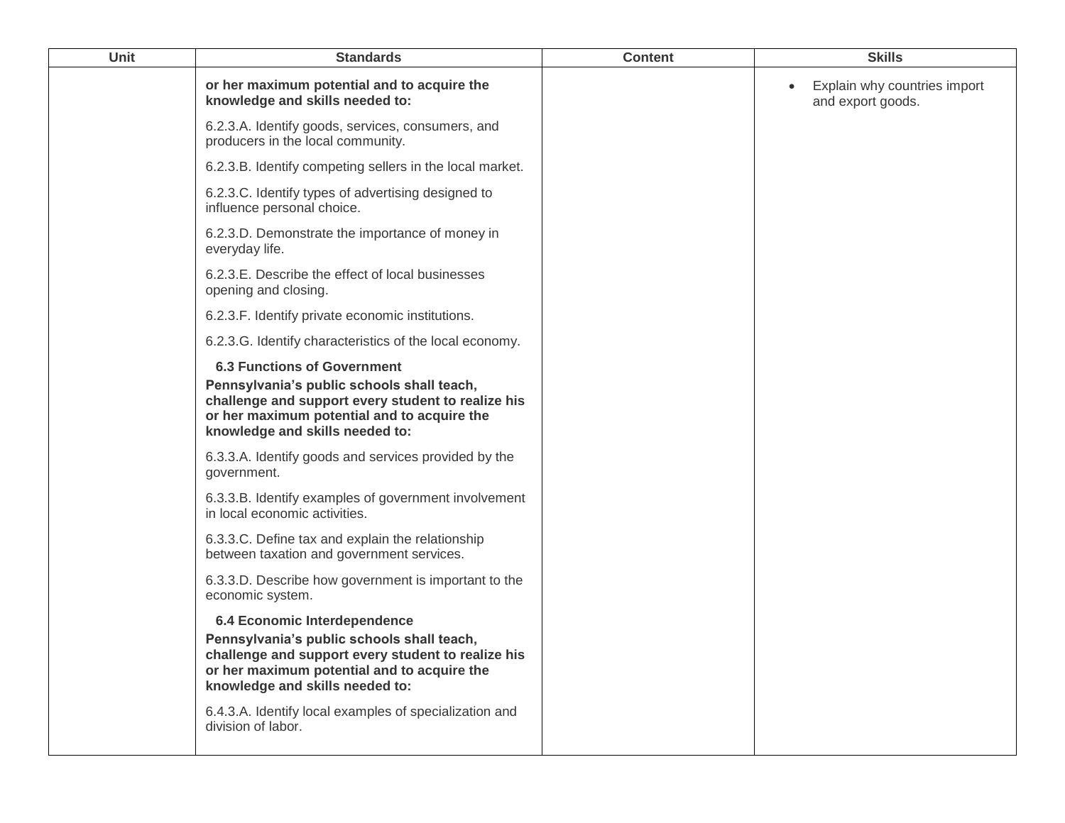| Unit | Standards | Content | Skills |
|---|---|---|---|
| | **or her maximum potential and to acquire the knowledge and skills needed to:**<br><br>6.2.3.A. Identify goods, services, consumers, and producers in the local community.<br><br>6.2.3.B. Identify competing sellers in the local market.<br><br>6.2.3.C. Identify types of advertising designed to influence personal choice.<br><br>6.2.3.D. Demonstrate the importance of money in everyday life.<br><br>6.2.3.E. Describe the effect of local businesses opening and closing.<br><br>6.2.3.F. Identify private economic institutions.<br><br>6.2.3.G. Identify characteristics of the local economy.<br><br>**6.3 Functions of Government**<br>**Pennsylvania's public schools shall teach, challenge and support every student to realize his or her maximum potential and to acquire the knowledge and skills needed to:**<br><br>6.3.3.A. Identify goods and services provided by the government.<br><br>6.3.3.B. Identify examples of government involvement in local economic activities.<br><br>6.3.3.C. Define tax and explain the relationship between taxation and government services.<br><br>6.3.3.D. Describe how government is important to the economic system.<br><br>**6.4 Economic Interdependence**<br>**Pennsylvania's public schools shall teach, challenge and support every student to realize his or her maximum potential and to acquire the knowledge and skills needed to:**<br><br>6.4.3.A. Identify local examples of specialization and division of labor. | | • Explain why countries import and export goods. |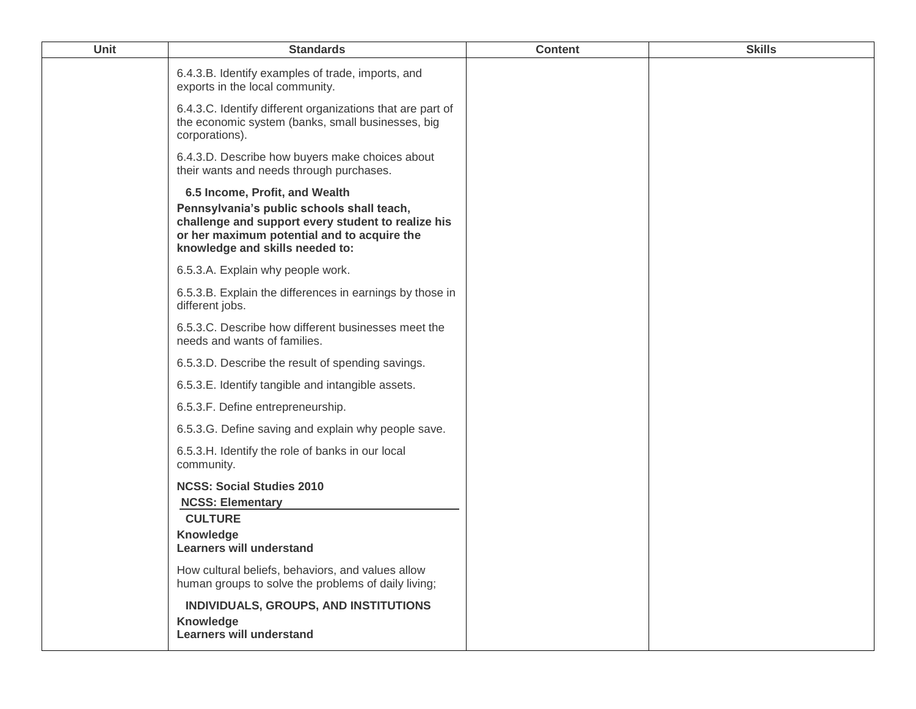| Unit | Standards | Content | Skills |
| --- | --- | --- | --- |
| | 6.4.3.B. Identify examples of trade, imports, and exports in the local community.<br><br>6.4.3.C. Identify different organizations that are part of the economic system (banks, small businesses, big corporations).<br><br>6.4.3.D. Describe how buyers make choices about their wants and needs through purchases.<br><br>**6.5 Income, Profit, and Wealth**<br>**Pennsylvania's public schools shall teach, challenge and support every student to realize his or her maximum potential and to acquire the knowledge and skills needed to:**<br><br>6.5.3.A. Explain why people work.<br><br>6.5.3.B. Explain the differences in earnings by those in different jobs.<br><br>6.5.3.C. Describe how different businesses meet the needs and wants of families.<br><br>6.5.3.D. Describe the result of spending savings.<br><br>6.5.3.E. Identify tangible and intangible assets.<br><br>6.5.3.F. Define entrepreneurship.<br><br>6.5.3.G. Define saving and explain why people save.<br><br>6.5.3.H. Identify the role of banks in our local community.<br><br>**NCSS: Social Studies 2010**<br>**NCSS: Elementary**<br>**CULTURE**<br>**Knowledge**<br>**Learners will understand**<br><br>How cultural beliefs, behaviors, and values allow human groups to solve the problems of daily living;<br><br>**INDIVIDUALS, GROUPS, AND INSTITUTIONS**<br>**Knowledge**<br>**Learners will understand** | | |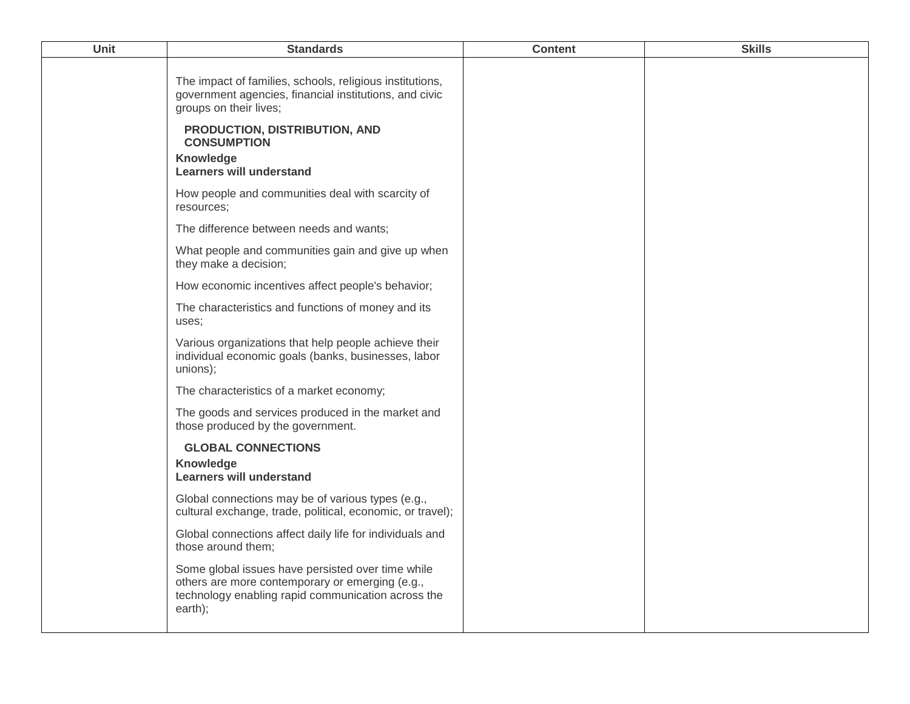| Unit | Standards | Content | Skills |
|---|---|---|---|
| | The impact of families, schools, religious institutions, government agencies, financial institutions, and civic groups on their lives;<br><br>**PRODUCTION, DISTRIBUTION, AND CONSUMPTION**<br>**Knowledge**<br>**Learners will understand**<br><br>How people and communities deal with scarcity of resources;<br><br>The difference between needs and wants;<br><br>What people and communities gain and give up when they make a decision;<br><br>How economic incentives affect people's behavior;<br><br>The characteristics and functions of money and its uses;<br><br>Various organizations that help people achieve their individual economic goals (banks, businesses, labor unions);<br><br>The characteristics of a market economy;<br><br>The goods and services produced in the market and those produced by the government.<br><br>**GLOBAL CONNECTIONS**<br>**Knowledge**<br>**Learners will understand**<br><br>Global connections may be of various types (e.g., cultural exchange, trade, political, economic, or travel);<br><br>Global connections affect daily life for individuals and those around them;<br><br>Some global issues have persisted over time while others are more contemporary or emerging (e.g., technology enabling rapid communication across the earth); | | |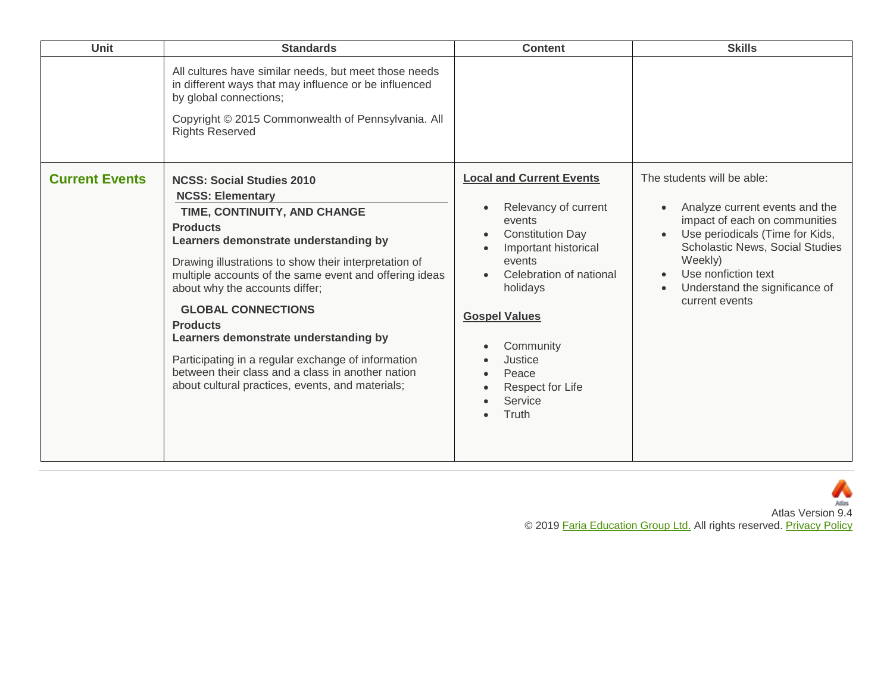| Unit | Standards | Content | Skills |
|---|---|---|---|
| | All cultures have similar needs, but meet those needs in different ways that may influence or be influenced by global connections;<br><br>Copyright © 2015 Commonwealth of Pennsylvania. All Rights Reserved | | |
| **Current Events** | **NCSS: Social Studies 2010**<br>**NCSS: Elementary**<br>**TIME, CONTINUITY, AND CHANGE**<br>**Products**<br>**Learners demonstrate understanding by**<br><br>Drawing illustrations to show their interpretation of multiple accounts of the same event and offering ideas about why the accounts differ;<br><br>**GLOBAL CONNECTIONS**<br>**Products**<br>**Learners demonstrate understanding by**<br><br>Participating in a regular exchange of information between their class and a class in another nation about cultural practices, events, and materials; | **Local and Current Events**<br><br>• Relevancy of current events<br>• Constitution Day<br>• Important historical events<br>• Celebration of national holidays<br><br>**Gospel Values**<br><br>• Community<br>• Justice<br>• Peace<br>• Respect for Life<br>• Service<br>• Truth | The students will be able:<br><br>• Analyze current events and the impact of each on communities<br>• Use periodicals (Time for Kids, Scholastic News, Social Studies Weekly)<br>• Use nonfiction text<br>• Understand the significance of current events |

Atlas Version 9.4
© 2019 Faria Education Group Ltd. All rights reserved. Privacy Policy